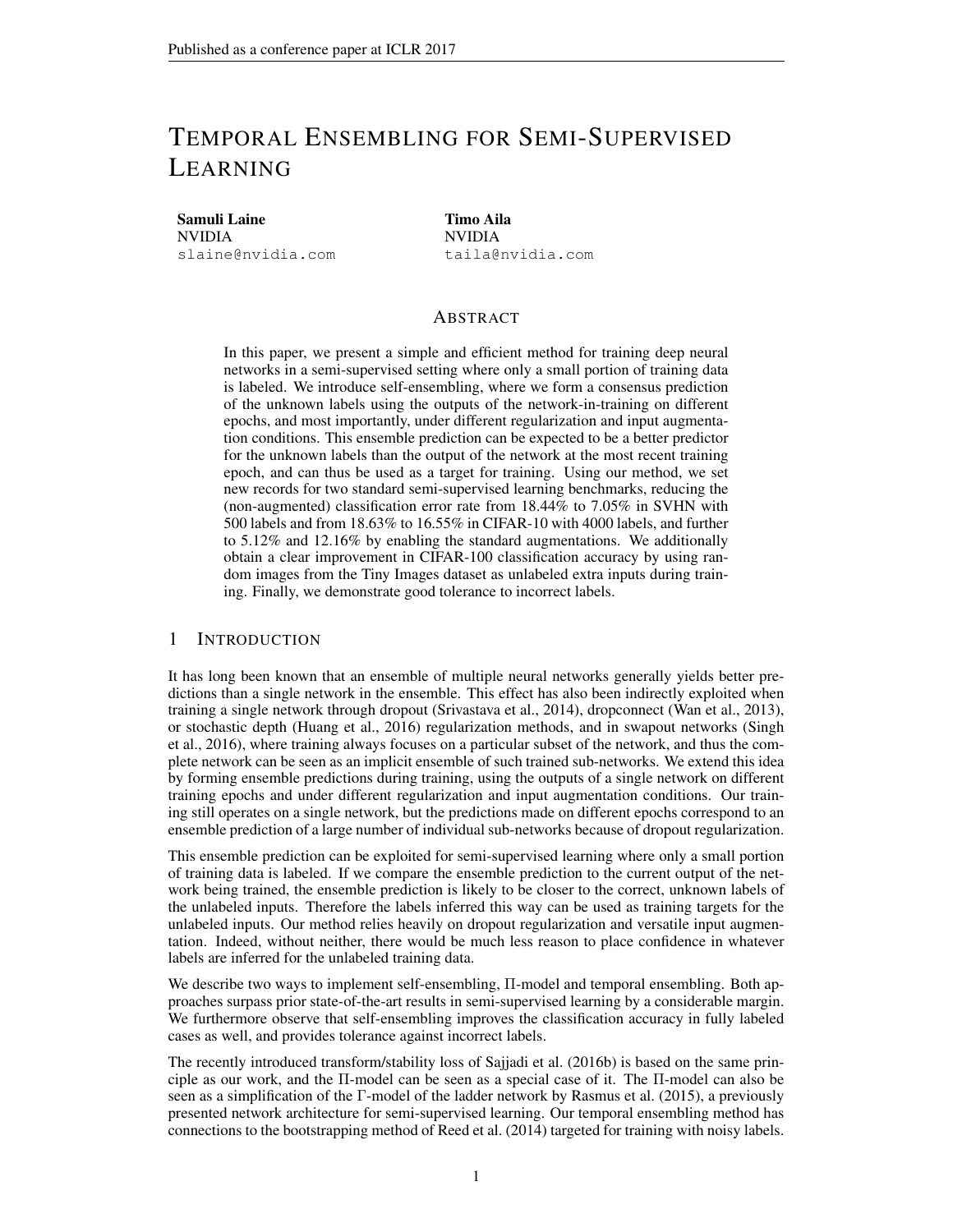# TEMPORAL ENSEMBLING FOR SEMI-SUPERVISED LEARNING

**Samuli Laine**
NVIDIA
slaine@nvidia.com

**Timo Aila**
NVIDIA
taila@nvidia.com

## ABSTRACT

In this paper, we present a simple and efficient method for training deep neural networks in a semi-supervised setting where only a small portion of training data is labeled. We introduce self-ensembling, where we form a consensus prediction of the unknown labels using the outputs of the network-in-training on different epochs, and most importantly, under different regularization and input augmentation conditions. This ensemble prediction can be expected to be a better predictor for the unknown labels than the output of the network at the most recent training epoch, and can thus be used as a target for training. Using our method, we set new records for two standard semi-supervised learning benchmarks, reducing the (non-augmented) classification error rate from 18.44% to 7.05% in SVHN with 500 labels and from 18.63% to 16.55% in CIFAR-10 with 4000 labels, and further to 5.12% and 12.16% by enabling the standard augmentations. We additionally obtain a clear improvement in CIFAR-100 classification accuracy by using random images from the Tiny Images dataset as unlabeled extra inputs during training. Finally, we demonstrate good tolerance to incorrect labels.

## 1 INTRODUCTION

It has long been known that an ensemble of multiple neural networks generally yields better predictions than a single network in the ensemble. This effect has also been indirectly exploited when training a single network through dropout (Srivastava et al., 2014), dropconnect (Wan et al., 2013), or stochastic depth (Huang et al., 2016) regularization methods, and in swapout networks (Singh et al., 2016), where training always focuses on a particular subset of the network, and thus the complete network can be seen as an implicit ensemble of such trained sub-networks. We extend this idea by forming ensemble predictions during training, using the outputs of a single network on different training epochs and under different regularization and input augmentation conditions. Our training still operates on a single network, but the predictions made on different epochs correspond to an ensemble prediction of a large number of individual sub-networks because of dropout regularization.

This ensemble prediction can be exploited for semi-supervised learning where only a small portion of training data is labeled. If we compare the ensemble prediction to the current output of the network being trained, the ensemble prediction is likely to be closer to the correct, unknown labels of the unlabeled inputs. Therefore the labels inferred this way can be used as training targets for the unlabeled inputs. Our method relies heavily on dropout regularization and versatile input augmentation. Indeed, without neither, there would be much less reason to place confidence in whatever labels are inferred for the unlabeled training data.

We describe two ways to implement self-ensembling, Π-model and temporal ensembling. Both approaches surpass prior state-of-the-art results in semi-supervised learning by a considerable margin. We furthermore observe that self-ensembling improves the classification accuracy in fully labeled cases as well, and provides tolerance against incorrect labels.

The recently introduced transform/stability loss of Sajjadi et al. (2016b) is based on the same principle as our work, and the Π-model can be seen as a special case of it. The Π-model can also be seen as a simplification of the Γ-model of the ladder network by Rasmus et al. (2015), a previously presented network architecture for semi-supervised learning. Our temporal ensembling method has connections to the bootstrapping method of Reed et al. (2014) targeted for training with noisy labels.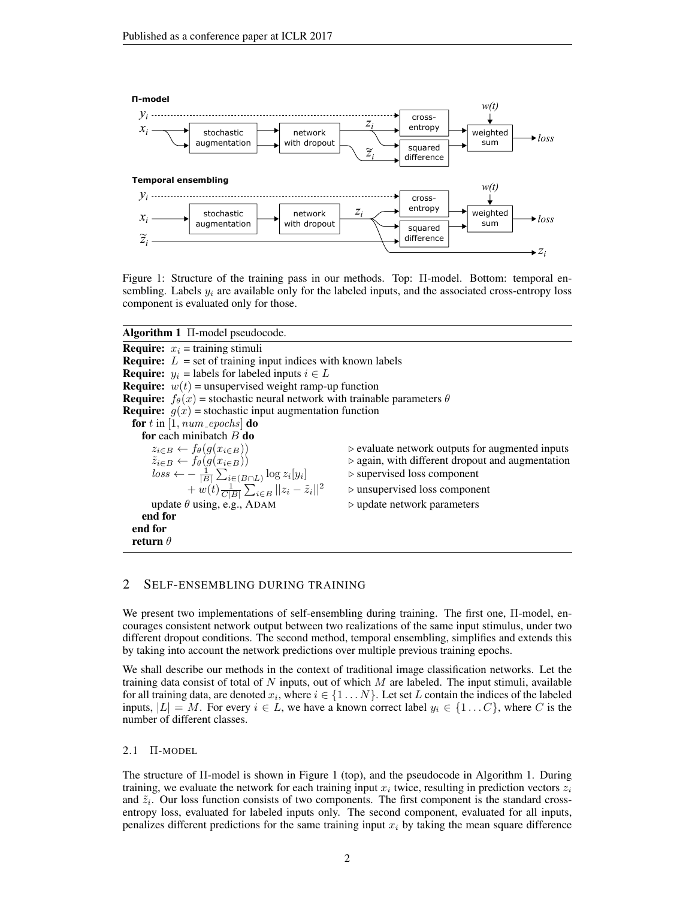Figure 1: Structure of the training pass in our methods. Top: Π-model. Bottom: temporal ensembling. Labels $y_i$ are available only for the labeled inputs, and the associated cross-entropy loss component is evaluated only for those.

**Algorithm 1** Π-model pseudocode.

---

**Require:** $x_i$ = training stimuli
**Require:** $L$ = set of training input indices with known labels
**Require:** $y_i$ = labels for labeled inputs $i \in L$
**Require:** $w(t)$ = unsupervised weight ramp-up function
**Require:** $f_\theta(x)$ = stochastic neural network with trainable parameters $\theta$
**Require:** $g(x)$ = stochastic input augmentation function
  **for** $t$ in $[1, num\_epochs]$ **do**
    **for** each minibatch $B$ **do**
      $z_{i \in B} \leftarrow f_\theta(g(x_{i \in B}))$ ▷ evaluate network outputs for augmented inputs
      $\tilde{z}_{i \in B} \leftarrow f_\theta(g(x_{i \in B}))$ ▷ again, with different dropout and augmentation
      $loss \leftarrow -\frac{1}{|B|} \sum_{i \in (B \cap L)} \log z_i[y_i]$ ▷ supervised loss component
        $+ w(t) \frac{1}{C|B|} \sum_{i \in B} ||z_i - \tilde{z}_i||^2$ ▷ unsupervised loss component
      update $\theta$ using, e.g., ADAM ▷ update network parameters
    **end for**
  **end for**
  **return** $\theta$

---

## 2 Self-ensembling during training

We present two implementations of self-ensembling during training. The first one, Π-model, encourages consistent network output between two realizations of the same input stimulus, under two different dropout conditions. The second method, temporal ensembling, simplifies and extends this by taking into account the network predictions over multiple previous training epochs.

We shall describe our methods in the context of traditional image classification networks. Let the training data consist of total of $N$ inputs, out of which $M$ are labeled. The input stimuli, available for all training data, are denoted $x_i$, where $i \in \{1 \ldots N\}$. Let set $L$ contain the indices of the labeled inputs, $|L| = M$. For every $i \in L$, we have a known correct label $y_i \in \{1 \ldots C\}$, where $C$ is the number of different classes.

### 2.1 Π-model

The structure of Π-model is shown in Figure 1 (top), and the pseudocode in Algorithm 1. During training, we evaluate the network for each training input $x_i$ twice, resulting in prediction vectors $z_i$ and $\tilde{z}_i$. Our loss function consists of two components. The first component is the standard cross-entropy loss, evaluated for labeled inputs only. The second component, evaluated for all inputs, penalizes different predictions for the same training input $x_i$ by taking the mean square difference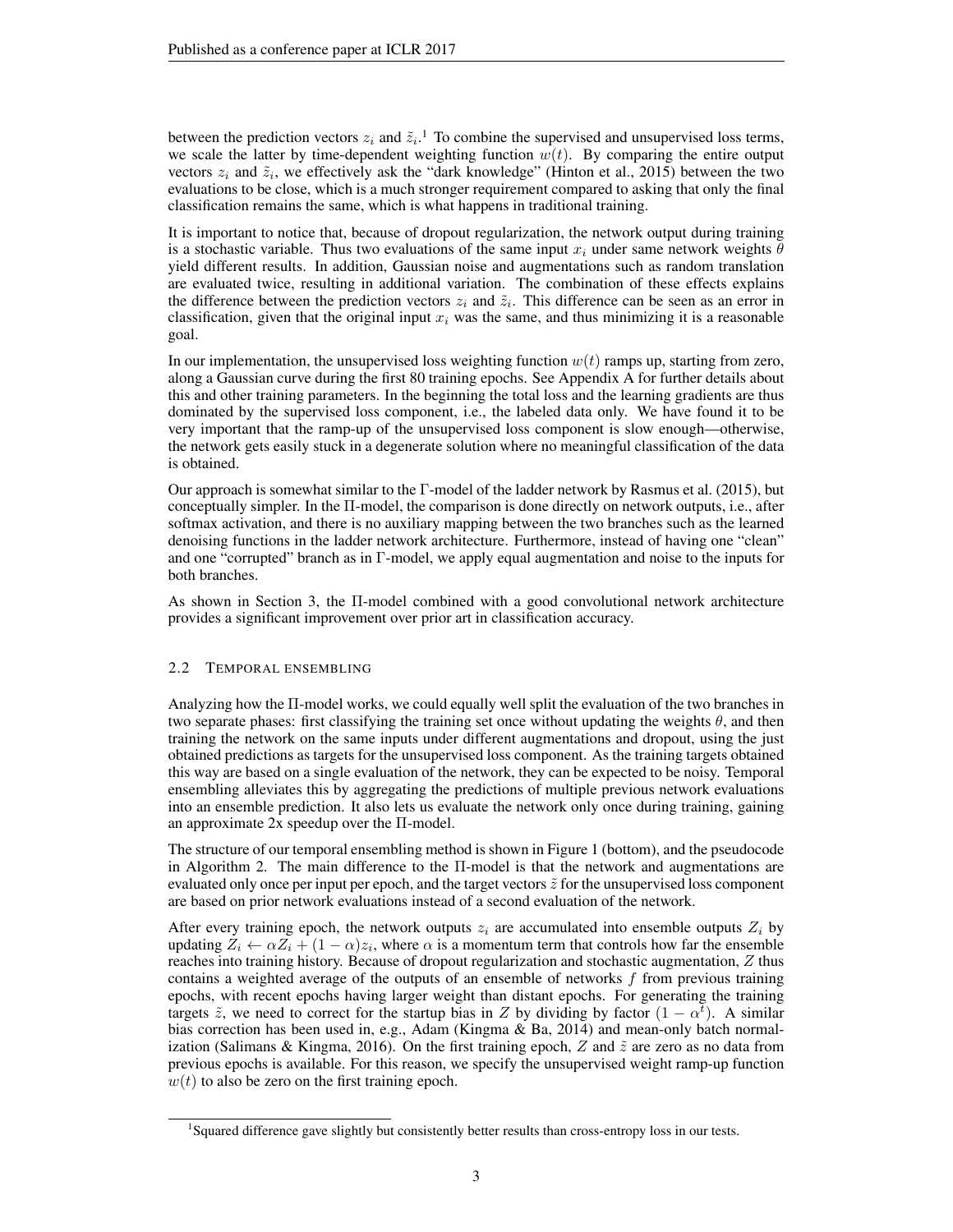between the prediction vectors $z_i$ and $\tilde{z}_i$.[1] To combine the supervised and unsupervised loss terms, we scale the latter by time-dependent weighting function $w(t)$. By comparing the entire output vectors $z_i$ and $\tilde{z}_i$, we effectively ask the "dark knowledge" (Hinton et al., 2015) between the two evaluations to be close, which is a much stronger requirement compared to asking that only the final classification remains the same, which is what happens in traditional training.

It is important to notice that, because of dropout regularization, the network output during training is a stochastic variable. Thus two evaluations of the same input $x_i$ under same network weights $\theta$ yield different results. In addition, Gaussian noise and augmentations such as random translation are evaluated twice, resulting in additional variation. The combination of these effects explains the difference between the prediction vectors $z_i$ and $\tilde{z}_i$. This difference can be seen as an error in classification, given that the original input $x_i$ was the same, and thus minimizing it is a reasonable goal.

In our implementation, the unsupervised loss weighting function $w(t)$ ramps up, starting from zero, along a Gaussian curve during the first 80 training epochs. See Appendix A for further details about this and other training parameters. In the beginning the total loss and the learning gradients are thus dominated by the supervised loss component, i.e., the labeled data only. We have found it to be very important that the ramp-up of the unsupervised loss component is slow enough—otherwise, the network gets easily stuck in a degenerate solution where no meaningful classification of the data is obtained.

Our approach is somewhat similar to the $\Gamma$-model of the ladder network by Rasmus et al. (2015), but conceptually simpler. In the $\Pi$-model, the comparison is done directly on network outputs, i.e., after softmax activation, and there is no auxiliary mapping between the two branches such as the learned denoising functions in the ladder network architecture. Furthermore, instead of having one "clean" and one "corrupted" branch as in $\Gamma$-model, we apply equal augmentation and noise to the inputs for both branches.

As shown in Section 3, the $\Pi$-model combined with a good convolutional network architecture provides a significant improvement over prior art in classification accuracy.

### 2.2 Temporal ensembling

Analyzing how the $\Pi$-model works, we could equally well split the evaluation of the two branches in two separate phases: first classifying the training set once without updating the weights $\theta$, and then training the network on the same inputs under different augmentations and dropout, using the just obtained predictions as targets for the unsupervised loss component. As the training targets obtained this way are based on a single evaluation of the network, they can be expected to be noisy. Temporal ensembling alleviates this by aggregating the predictions of multiple previous network evaluations into an ensemble prediction. It also lets us evaluate the network only once during training, gaining an approximate 2x speedup over the $\Pi$-model.

The structure of our temporal ensembling method is shown in Figure 1 (bottom), and the pseudocode in Algorithm 2. The main difference to the $\Pi$-model is that the network and augmentations are evaluated only once per input per epoch, and the target vectors $\tilde{z}$ for the unsupervised loss component are based on prior network evaluations instead of a second evaluation of the network.

After every training epoch, the network outputs $z_i$ are accumulated into ensemble outputs $Z_i$ by updating $Z_i \leftarrow \alpha Z_i + (1 - \alpha) z_i$, where $\alpha$ is a momentum term that controls how far the ensemble reaches into training history. Because of dropout regularization and stochastic augmentation, $Z$ thus contains a weighted average of the outputs of an ensemble of networks $f$ from previous training epochs, with recent epochs having larger weight than distant epochs. For generating the training targets $\tilde{z}$, we need to correct for the startup bias in $Z$ by dividing by factor $(1 - \alpha^t)$. A similar bias correction has been used in, e.g., Adam (Kingma & Ba, 2014) and mean-only batch normalization (Salimans & Kingma, 2016). On the first training epoch, $Z$ and $\tilde{z}$ are zero as no data from previous epochs is available. For this reason, we specify the unsupervised weight ramp-up function $w(t)$ to also be zero on the first training epoch.

[1] Squared difference gave slightly but consistently better results than cross-entropy loss in our tests.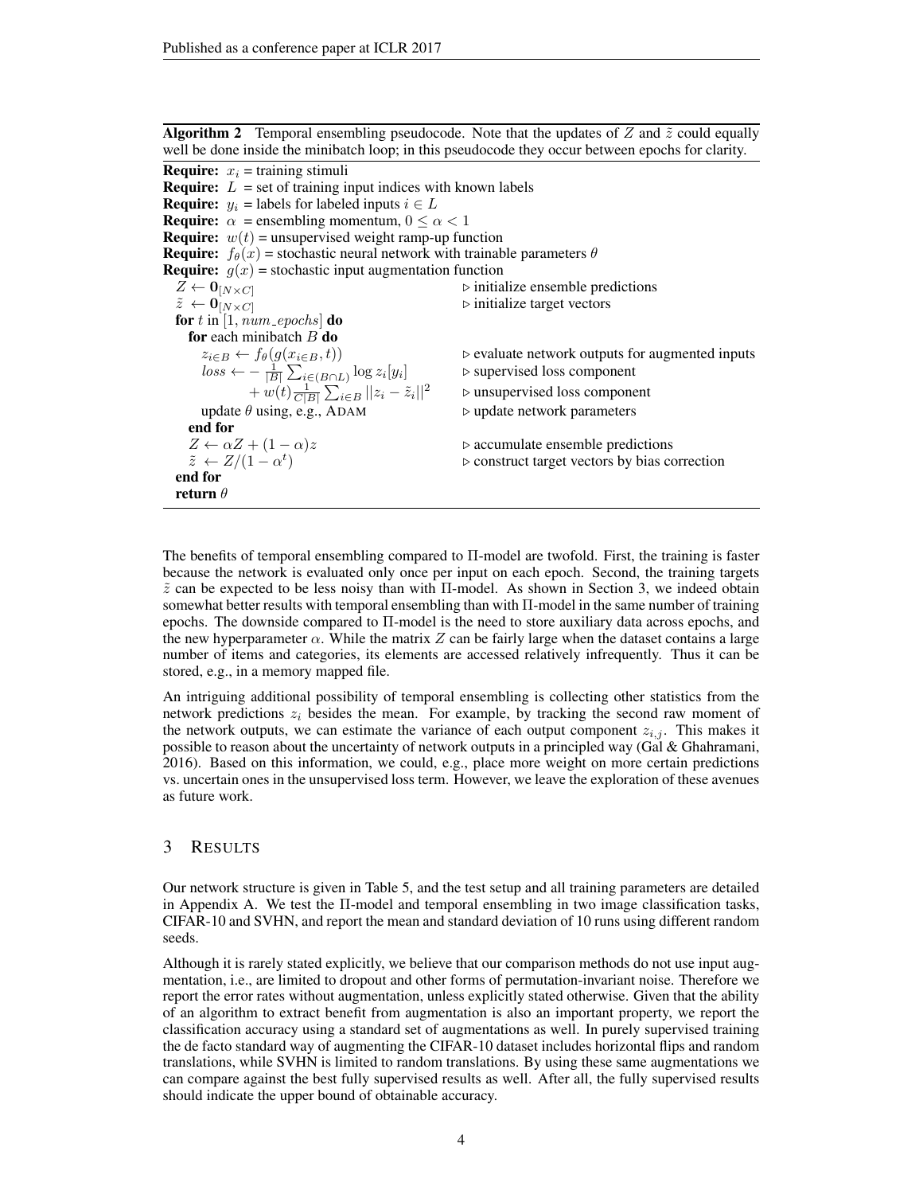**Algorithm 2** Temporal ensembling pseudocode. Note that the updates of $Z$ and $\tilde{z}$ could equally well be done inside the minibatch loop; in this pseudocode they occur between epochs for clarity.

**Require:** $x_i$ = training stimuli
**Require:** $L$ = set of training input indices with known labels
**Require:** $y_i$ = labels for labeled inputs $i \in L$
**Require:** $\alpha$ = ensembling momentum, $0 \leq \alpha < 1$
**Require:** $w(t)$ = unsupervised weight ramp-up function
**Require:** $f_\theta(x)$ = stochastic neural network with trainable parameters $\theta$
**Require:** $g(x)$ = stochastic input augmentation function

```
Z ← 0_[N×C]                                          ▷ initialize ensemble predictions
z̃ ← 0_[N×C]                                          ▷ initialize target vectors
for t in [1, num_epochs] do
    for each minibatch B do
        z_{i∈B} ← f_θ(g(x_{i∈B}, t))                   ▷ evaluate network outputs for augmented inputs
        loss ← − 1/|B| Σ_{i∈(B∩L)} log z_i[y_i]        ▷ supervised loss component
               + w(t) 1/(C|B|) Σ_{i∈B} ||z_i − z̃_i||²  ▷ unsupervised loss component
        update θ using, e.g., ADAM                      ▷ update network parameters
    end for
    Z ← αZ + (1 − α)z                                   ▷ accumulate ensemble predictions
    z̃ ← Z/(1 − α^t)                                     ▷ construct target vectors by bias correction
end for
return θ
```

The benefits of temporal ensembling compared to Π-model are twofold. First, the training is faster because the network is evaluated only once per input on each epoch. Second, the training targets $\tilde{z}$ can be expected to be less noisy than with Π-model. As shown in Section 3, we indeed obtain somewhat better results with temporal ensembling than with Π-model in the same number of training epochs. The downside compared to Π-model is the need to store auxiliary data across epochs, and the new hyperparameter $\alpha$. While the matrix $Z$ can be fairly large when the dataset contains a large number of items and categories, its elements are accessed relatively infrequently. Thus it can be stored, e.g., in a memory mapped file.

An intriguing additional possibility of temporal ensembling is collecting other statistics from the network predictions $z_i$ besides the mean. For example, by tracking the second raw moment of the network outputs, we can estimate the variance of each output component $z_{i,j}$. This makes it possible to reason about the uncertainty of network outputs in a principled way (Gal & Ghahramani, 2016). Based on this information, we could, e.g., place more weight on more certain predictions vs. uncertain ones in the unsupervised loss term. However, we leave the exploration of these avenues as future work.

## 3 Results

Our network structure is given in Table 5, and the test setup and all training parameters are detailed in Appendix A. We test the Π-model and temporal ensembling in two image classification tasks, CIFAR-10 and SVHN, and report the mean and standard deviation of 10 runs using different random seeds.

Although it is rarely stated explicitly, we believe that our comparison methods do not use input augmentation, i.e., are limited to dropout and other forms of permutation-invariant noise. Therefore we report the error rates without augmentation, unless explicitly stated otherwise. Given that the ability of an algorithm to extract benefit from augmentation is also an important property, we report the classification accuracy using a standard set of augmentations as well. In purely supervised training the de facto standard way of augmenting the CIFAR-10 dataset includes horizontal flips and random translations, while SVHN is limited to random translations. By using these same augmentations we can compare against the best fully supervised results as well. After all, the fully supervised results should indicate the upper bound of obtainable accuracy.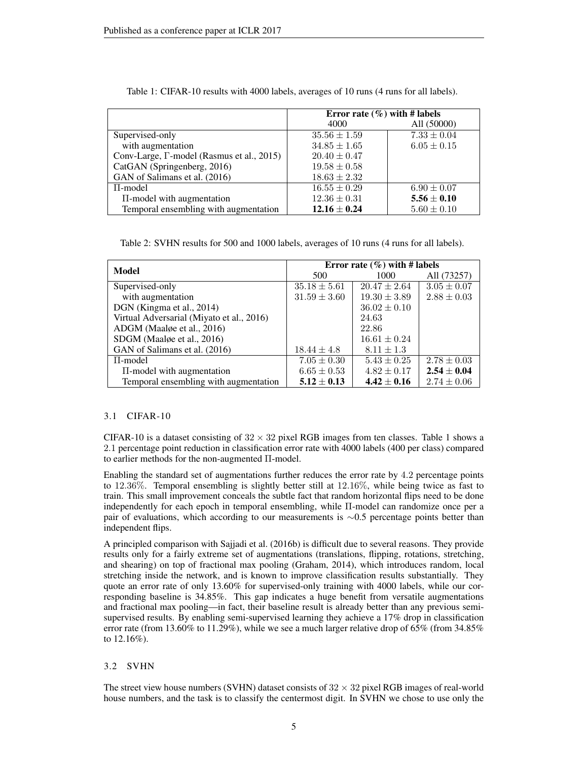Table 1: CIFAR-10 results with 4000 labels, averages of 10 runs (4 runs for all labels).

| | **Error rate (%) with # labels** | |
|---|---|---|
| | 4000 | All (50000) |
| Supervised-only | $35.56 \pm 1.59$ | $7.33 \pm 0.04$ |
| with augmentation | $34.85 \pm 1.65$ | $6.05 \pm 0.15$ |
| Conv-Large, Γ-model (Rasmus et al., 2015) | $20.40 \pm 0.47$ | |
| CatGAN (Springenberg, 2016) | $19.58 \pm 0.58$ | |
| GAN of Salimans et al. (2016) | $18.63 \pm 2.32$ | |
| Π-model | $16.55 \pm 0.29$ | $6.90 \pm 0.07$ |
| Π-model with augmentation | $12.36 \pm 0.31$ | $\mathbf{5.56 \pm 0.10}$ |
| Temporal ensembling with augmentation | $\mathbf{12.16 \pm 0.24}$ | $5.60 \pm 0.10$ |

Table 2: SVHN results for 500 and 1000 labels, averages of 10 runs (4 runs for all labels).

| **Model** | **Error rate (%) with # labels** | | |
|---|---|---|---|
| | 500 | 1000 | All (73257) |
| Supervised-only | $35.18 \pm 5.61$ | $20.47 \pm 2.64$ | $3.05 \pm 0.07$ |
| with augmentation | $31.59 \pm 3.60$ | $19.30 \pm 3.89$ | $2.88 \pm 0.03$ |
| DGN (Kingma et al., 2014) | | $36.02 \pm 0.10$ | |
| Virtual Adversarial (Miyato et al., 2016) | | 24.63 | |
| ADGM (Maaløe et al., 2016) | | 22.86 | |
| SDGM (Maaløe et al., 2016) | | $16.61 \pm 0.24$ | |
| GAN of Salimans et al. (2016) | $18.44 \pm 4.8$ | $8.11 \pm 1.3$ | |
| Π-model | $7.05 \pm 0.30$ | $5.43 \pm 0.25$ | $2.78 \pm 0.03$ |
| Π-model with augmentation | $6.65 \pm 0.53$ | $4.82 \pm 0.17$ | $\mathbf{2.54 \pm 0.04}$ |
| Temporal ensembling with augmentation | $\mathbf{5.12 \pm 0.13}$ | $\mathbf{4.42 \pm 0.16}$ | $2.74 \pm 0.06$ |

### 3.1 CIFAR-10

CIFAR-10 is a dataset consisting of $32 \times 32$ pixel RGB images from ten classes. Table 1 shows a 2.1 percentage point reduction in classification error rate with 4000 labels (400 per class) compared to earlier methods for the non-augmented Π-model.

Enabling the standard set of augmentations further reduces the error rate by 4.2 percentage points to 12.36%. Temporal ensembling is slightly better still at 12.16%, while being twice as fast to train. This small improvement conceals the subtle fact that random horizontal flips need to be done independently for each epoch in temporal ensembling, while Π-model can randomize once per a pair of evaluations, which according to our measurements is $\sim$0.5 percentage points better than independent flips.

A principled comparison with Sajjadi et al. (2016b) is difficult due to several reasons. They provide results only for a fairly extreme set of augmentations (translations, flipping, rotations, stretching, and shearing) on top of fractional max pooling (Graham, 2014), which introduces random, local stretching inside the network, and is known to improve classification results substantially. They quote an error rate of only 13.60% for supervised-only training with 4000 labels, while our corresponding baseline is 34.85%. This gap indicates a huge benefit from versatile augmentations and fractional max pooling—in fact, their baseline result is already better than any previous semi-supervised results. By enabling semi-supervised learning they achieve a 17% drop in classification error rate (from 13.60% to 11.29%), while we see a much larger relative drop of 65% (from 34.85% to 12.16%).

### 3.2 SVHN

The street view house numbers (SVHN) dataset consists of $32 \times 32$ pixel RGB images of real-world house numbers, and the task is to classify the centermost digit. In SVHN we chose to use only the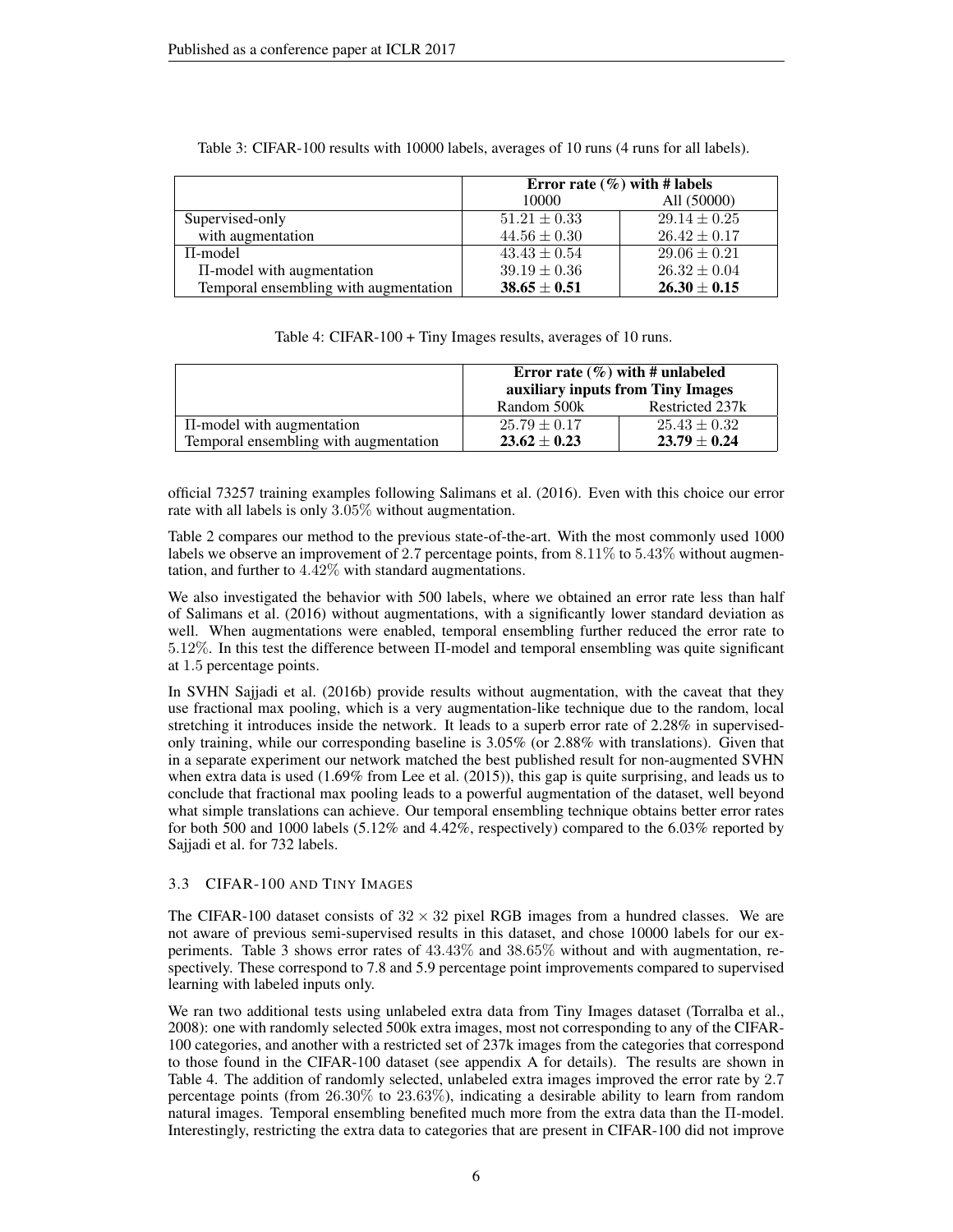Table 3: CIFAR-100 results with 10000 labels, averages of 10 runs (4 runs for all labels).

| | Error rate (%) with # labels | |
|---|---|---|
| | 10000 | All (50000) |
| Supervised-only | $51.21 \pm 0.33$ | $29.14 \pm 0.25$ |
| with augmentation | $44.56 \pm 0.30$ | $26.42 \pm 0.17$ |
| Π-model | $43.43 \pm 0.54$ | $29.06 \pm 0.21$ |
| Π-model with augmentation | $39.19 \pm 0.36$ | $26.32 \pm 0.04$ |
| Temporal ensembling with augmentation | **$38.65 \pm 0.51$** | **$26.30 \pm 0.15$** |

Table 4: CIFAR-100 + Tiny Images results, averages of 10 runs.

| | Error rate (%) with # unlabeled auxiliary inputs from Tiny Images | |
|---|---|---|
| | Random 500k | Restricted 237k |
| Π-model with augmentation | $25.79 \pm 0.17$ | $25.43 \pm 0.32$ |
| Temporal ensembling with augmentation | **$23.62 \pm 0.23$** | **$23.79 \pm 0.24$** |

official 73257 training examples following Salimans et al. (2016). Even with this choice our error rate with all labels is only 3.05% without augmentation.

Table 2 compares our method to the previous state-of-the-art. With the most commonly used 1000 labels we observe an improvement of 2.7 percentage points, from 8.11% to 5.43% without augmentation, and further to 4.42% with standard augmentations.

We also investigated the behavior with 500 labels, where we obtained an error rate less than half of Salimans et al. (2016) without augmentations, with a significantly lower standard deviation as well. When augmentations were enabled, temporal ensembling further reduced the error rate to 5.12%. In this test the difference between Π-model and temporal ensembling was quite significant at 1.5 percentage points.

In SVHN Sajjadi et al. (2016b) provide results without augmentation, with the caveat that they use fractional max pooling, which is a very augmentation-like technique due to the random, local stretching it introduces inside the network. It leads to a superb error rate of 2.28% in supervised-only training, while our corresponding baseline is 3.05% (or 2.88% with translations). Given that in a separate experiment our network matched the best published result for non-augmented SVHN when extra data is used (1.69% from Lee et al. (2015)), this gap is quite surprising, and leads us to conclude that fractional max pooling leads to a powerful augmentation of the dataset, well beyond what simple translations can achieve. Our temporal ensembling technique obtains better error rates for both 500 and 1000 labels (5.12% and 4.42%, respectively) compared to the 6.03% reported by Sajjadi et al. for 732 labels.

### 3.3 CIFAR-100 and Tiny Images

The CIFAR-100 dataset consists of $32 \times 32$ pixel RGB images from a hundred classes. We are not aware of previous semi-supervised results in this dataset, and chose 10000 labels for our experiments. Table 3 shows error rates of 43.43% and 38.65% without and with augmentation, respectively. These correspond to 7.8 and 5.9 percentage point improvements compared to supervised learning with labeled inputs only.

We ran two additional tests using unlabeled extra data from Tiny Images dataset (Torralba et al., 2008): one with randomly selected 500k extra images, most not corresponding to any of the CIFAR-100 categories, and another with a restricted set of 237k images from the categories that correspond to those found in the CIFAR-100 dataset (see appendix A for details). The results are shown in Table 4. The addition of randomly selected, unlabeled extra images improved the error rate by 2.7 percentage points (from 26.30% to 23.63%), indicating a desirable ability to learn from random natural images. Temporal ensembling benefited much more from the extra data than the Π-model. Interestingly, restricting the extra data to categories that are present in CIFAR-100 did not improve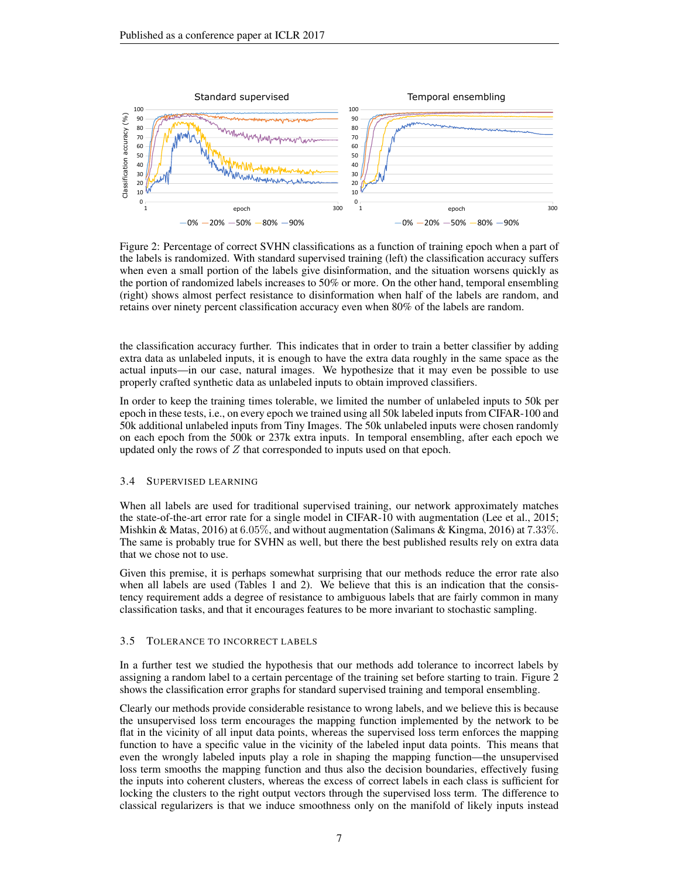Figure 2: Percentage of correct SVHN classifications as a function of training epoch when a part of the labels is randomized. With standard supervised training (left) the classification accuracy suffers when even a small portion of the labels give disinformation, and the situation worsens quickly as the portion of randomized labels increases to 50% or more. On the other hand, temporal ensembling (right) shows almost perfect resistance to disinformation when half of the labels are random, and retains over ninety percent classification accuracy even when 80% of the labels are random.

the classification accuracy further. This indicates that in order to train a better classifier by adding extra data as unlabeled inputs, it is enough to have the extra data roughly in the same space as the actual inputs—in our case, natural images. We hypothesize that it may even be possible to use properly crafted synthetic data as unlabeled inputs to obtain improved classifiers.

In order to keep the training times tolerable, we limited the number of unlabeled inputs to 50k per epoch in these tests, i.e., on every epoch we trained using all 50k labeled inputs from CIFAR-100 and 50k additional unlabeled inputs from Tiny Images. The 50k unlabeled inputs were chosen randomly on each epoch from the 500k or 237k extra inputs. In temporal ensembling, after each epoch we updated only the rows of $Z$ that corresponded to inputs used on that epoch.

### 3.4 Supervised Learning

When all labels are used for traditional supervised training, our network approximately matches the state-of-the-art error rate for a single model in CIFAR-10 with augmentation (Lee et al., 2015; Mishkin & Matas, 2016) at $6.05\%$, and without augmentation (Salimans & Kingma, 2016) at $7.33\%$. The same is probably true for SVHN as well, but there the best published results rely on extra data that we chose not to use.

Given this premise, it is perhaps somewhat surprising that our methods reduce the error rate also when all labels are used (Tables 1 and 2). We believe that this is an indication that the consistency requirement adds a degree of resistance to ambiguous labels that are fairly common in many classification tasks, and that it encourages features to be more invariant to stochastic sampling.

### 3.5 Tolerance to Incorrect Labels

In a further test we studied the hypothesis that our methods add tolerance to incorrect labels by assigning a random label to a certain percentage of the training set before starting to train. Figure 2 shows the classification error graphs for standard supervised training and temporal ensembling.

Clearly our methods provide considerable resistance to wrong labels, and we believe this is because the unsupervised loss term encourages the mapping function implemented by the network to be flat in the vicinity of all input data points, whereas the supervised loss term enforces the mapping function to have a specific value in the vicinity of the labeled input data points. This means that even the wrongly labeled inputs play a role in shaping the mapping function—the unsupervised loss term smooths the mapping function and thus also the decision boundaries, effectively fusing the inputs into coherent clusters, whereas the excess of correct labels in each class is sufficient for locking the clusters to the right output vectors through the supervised loss term. The difference to classical regularizers is that we induce smoothness only on the manifold of likely inputs instead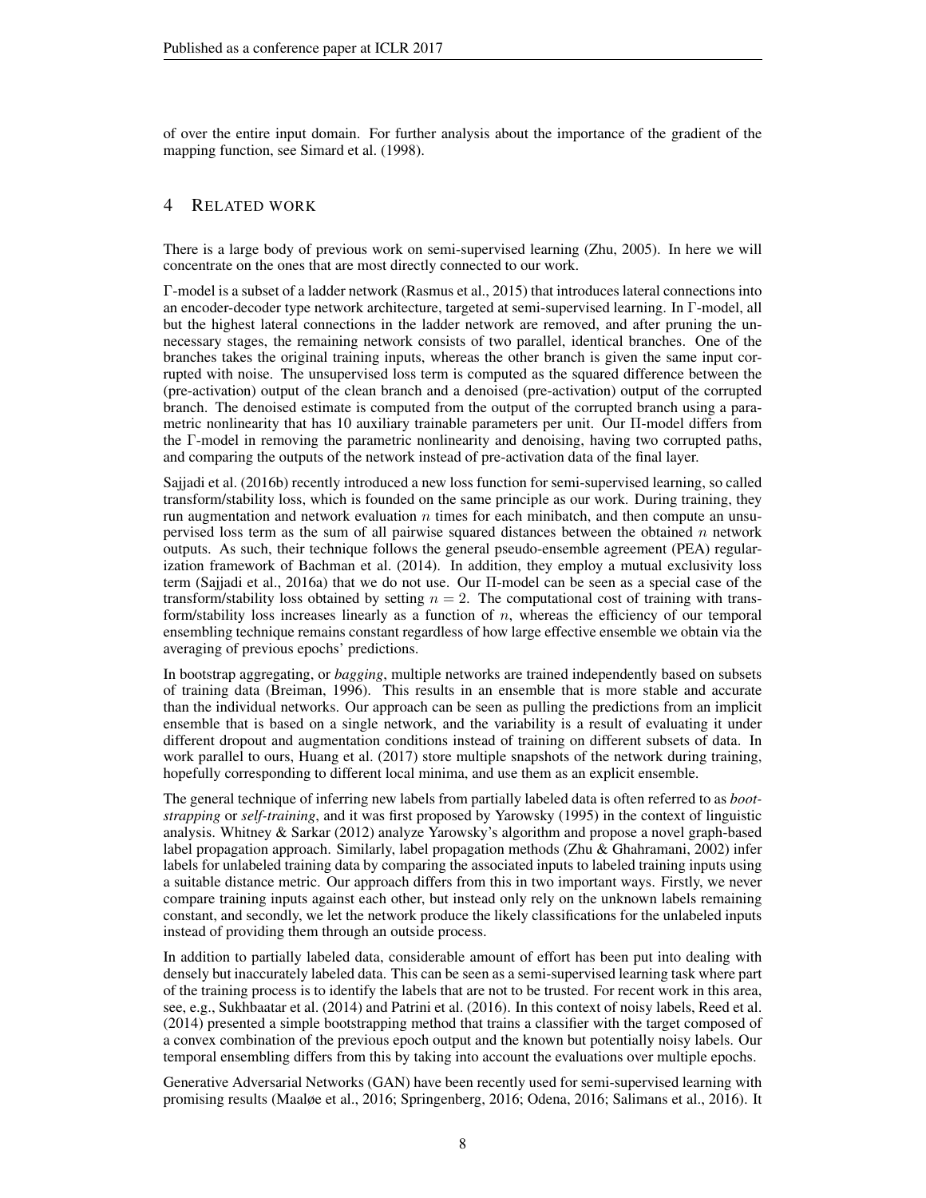of over the entire input domain. For further analysis about the importance of the gradient of the mapping function, see Simard et al. (1998).

## 4 Related work

There is a large body of previous work on semi-supervised learning (Zhu, 2005). In here we will concentrate on the ones that are most directly connected to our work.

$\Gamma$-model is a subset of a ladder network (Rasmus et al., 2015) that introduces lateral connections into an encoder-decoder type network architecture, targeted at semi-supervised learning. In $\Gamma$-model, all but the highest lateral connections in the ladder network are removed, and after pruning the unnecessary stages, the remaining network consists of two parallel, identical branches. One of the branches takes the original training inputs, whereas the other branch is given the same input corrupted with noise. The unsupervised loss term is computed as the squared difference between the (pre-activation) output of the clean branch and a denoised (pre-activation) output of the corrupted branch. The denoised estimate is computed from the output of the corrupted branch using a parametric nonlinearity that has 10 auxiliary trainable parameters per unit. Our $\Pi$-model differs from the $\Gamma$-model in removing the parametric nonlinearity and denoising, having two corrupted paths, and comparing the outputs of the network instead of pre-activation data of the final layer.

Sajjadi et al. (2016b) recently introduced a new loss function for semi-supervised learning, so called transform/stability loss, which is founded on the same principle as our work. During training, they run augmentation and network evaluation $n$ times for each minibatch, and then compute an unsupervised loss term as the sum of all pairwise squared distances between the obtained $n$ network outputs. As such, their technique follows the general pseudo-ensemble agreement (PEA) regularization framework of Bachman et al. (2014). In addition, they employ a mutual exclusivity loss term (Sajjadi et al., 2016a) that we do not use. Our $\Pi$-model can be seen as a special case of the transform/stability loss obtained by setting $n = 2$. The computational cost of training with transform/stability loss increases linearly as a function of $n$, whereas the efficiency of our temporal ensembling technique remains constant regardless of how large effective ensemble we obtain via the averaging of previous epochs' predictions.

In bootstrap aggregating, or *bagging*, multiple networks are trained independently based on subsets of training data (Breiman, 1996). This results in an ensemble that is more stable and accurate than the individual networks. Our approach can be seen as pulling the predictions from an implicit ensemble that is based on a single network, and the variability is a result of evaluating it under different dropout and augmentation conditions instead of training on different subsets of data. In work parallel to ours, Huang et al. (2017) store multiple snapshots of the network during training, hopefully corresponding to different local minima, and use them as an explicit ensemble.

The general technique of inferring new labels from partially labeled data is often referred to as *bootstrapping* or *self-training*, and it was first proposed by Yarowsky (1995) in the context of linguistic analysis. Whitney & Sarkar (2012) analyze Yarowsky's algorithm and propose a novel graph-based label propagation approach. Similarly, label propagation methods (Zhu & Ghahramani, 2002) infer labels for unlabeled training data by comparing the associated inputs to labeled training inputs using a suitable distance metric. Our approach differs from this in two important ways. Firstly, we never compare training inputs against each other, but instead only rely on the unknown labels remaining constant, and secondly, we let the network produce the likely classifications for the unlabeled inputs instead of providing them through an outside process.

In addition to partially labeled data, considerable amount of effort has been put into dealing with densely but inaccurately labeled data. This can be seen as a semi-supervised learning task where part of the training process is to identify the labels that are not to be trusted. For recent work in this area, see, e.g., Sukhbaatar et al. (2014) and Patrini et al. (2016). In this context of noisy labels, Reed et al. (2014) presented a simple bootstrapping method that trains a classifier with the target composed of a convex combination of the previous epoch output and the known but potentially noisy labels. Our temporal ensembling differs from this by taking into account the evaluations over multiple epochs.

Generative Adversarial Networks (GAN) have been recently used for semi-supervised learning with promising results (Maaløe et al., 2016; Springenberg, 2016; Odena, 2016; Salimans et al., 2016). It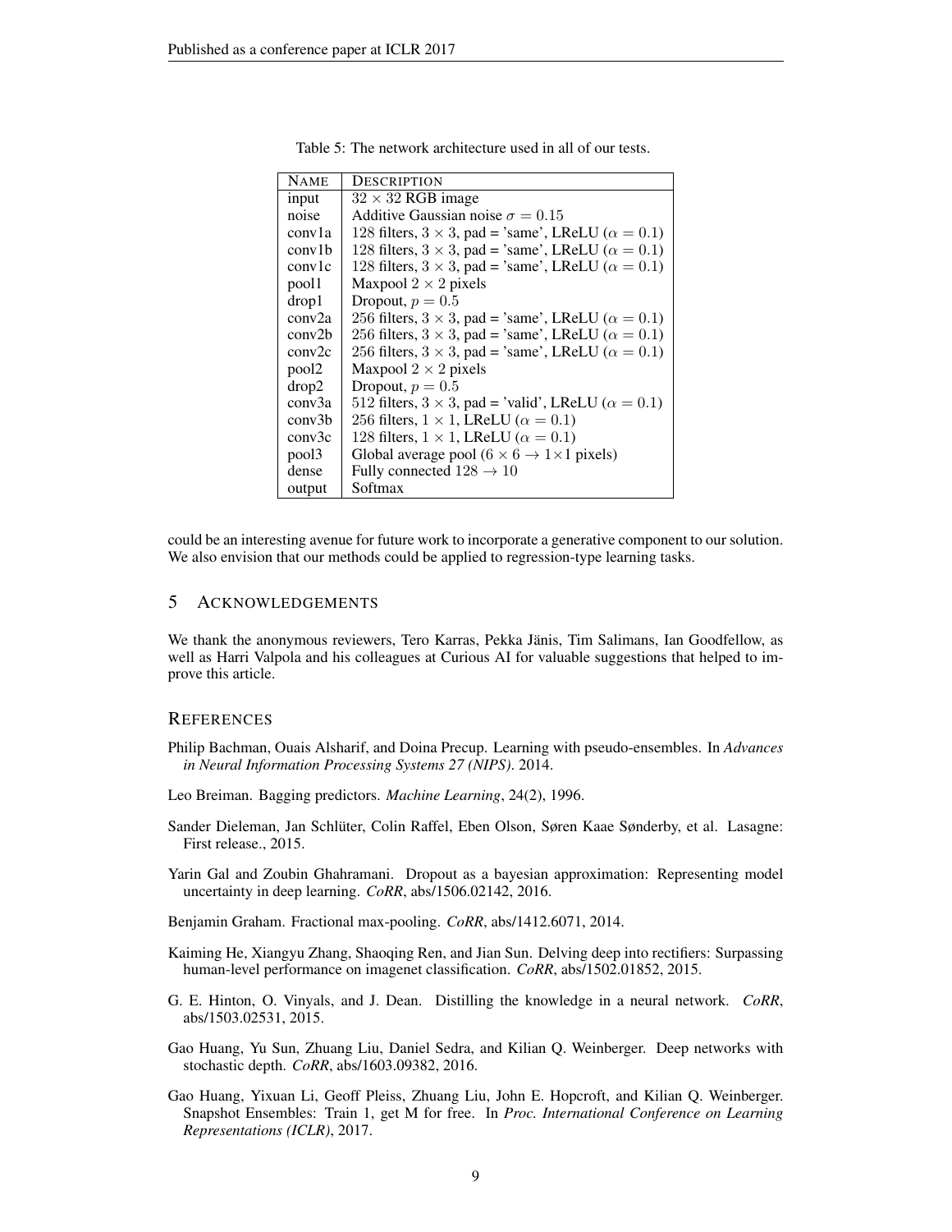Table 5: The network architecture used in all of our tests.

| NAME | DESCRIPTION |
|---|---|
| input | $32 \times 32$ RGB image |
| noise | Additive Gaussian noise $\sigma = 0.15$ |
| conv1a | 128 filters, $3 \times 3$, pad = 'same', LReLU ($\alpha = 0.1$) |
| conv1b | 128 filters, $3 \times 3$, pad = 'same', LReLU ($\alpha = 0.1$) |
| conv1c | 128 filters, $3 \times 3$, pad = 'same', LReLU ($\alpha = 0.1$) |
| pool1 | Maxpool $2 \times 2$ pixels |
| drop1 | Dropout, $p = 0.5$ |
| conv2a | 256 filters, $3 \times 3$, pad = 'same', LReLU ($\alpha = 0.1$) |
| conv2b | 256 filters, $3 \times 3$, pad = 'same', LReLU ($\alpha = 0.1$) |
| conv2c | 256 filters, $3 \times 3$, pad = 'same', LReLU ($\alpha = 0.1$) |
| pool2 | Maxpool $2 \times 2$ pixels |
| drop2 | Dropout, $p = 0.5$ |
| conv3a | 512 filters, $3 \times 3$, pad = 'valid', LReLU ($\alpha = 0.1$) |
| conv3b | 256 filters, $1 \times 1$, LReLU ($\alpha = 0.1$) |
| conv3c | 128 filters, $1 \times 1$, LReLU ($\alpha = 0.1$) |
| pool3 | Global average pool ($6 \times 6 \rightarrow 1 \times 1$ pixels) |
| dense | Fully connected $128 \rightarrow 10$ |
| output | Softmax |

could be an interesting avenue for future work to incorporate a generative component to our solution. We also envision that our methods could be applied to regression-type learning tasks.

## 5 ACKNOWLEDGEMENTS

We thank the anonymous reviewers, Tero Karras, Pekka Jänis, Tim Salimans, Ian Goodfellow, as well as Harri Valpola and his colleagues at Curious AI for valuable suggestions that helped to improve this article.

## REFERENCES

Philip Bachman, Ouais Alsharif, and Doina Precup. Learning with pseudo-ensembles. In *Advances in Neural Information Processing Systems 27 (NIPS)*. 2014.

Leo Breiman. Bagging predictors. *Machine Learning*, 24(2), 1996.

Sander Dieleman, Jan Schlüter, Colin Raffel, Eben Olson, Søren Kaae Sønderby, et al. Lasagne: First release., 2015.

Yarin Gal and Zoubin Ghahramani. Dropout as a bayesian approximation: Representing model uncertainty in deep learning. *CoRR*, abs/1506.02142, 2016.

Benjamin Graham. Fractional max-pooling. *CoRR*, abs/1412.6071, 2014.

Kaiming He, Xiangyu Zhang, Shaoqing Ren, and Jian Sun. Delving deep into rectifiers: Surpassing human-level performance on imagenet classification. *CoRR*, abs/1502.01852, 2015.

G. E. Hinton, O. Vinyals, and J. Dean. Distilling the knowledge in a neural network. *CoRR*, abs/1503.02531, 2015.

Gao Huang, Yu Sun, Zhuang Liu, Daniel Sedra, and Kilian Q. Weinberger. Deep networks with stochastic depth. *CoRR*, abs/1603.09382, 2016.

Gao Huang, Yixuan Li, Geoff Pleiss, Zhuang Liu, John E. Hopcroft, and Kilian Q. Weinberger. Snapshot Ensembles: Train 1, get M for free. In *Proc. International Conference on Learning Representations (ICLR)*, 2017.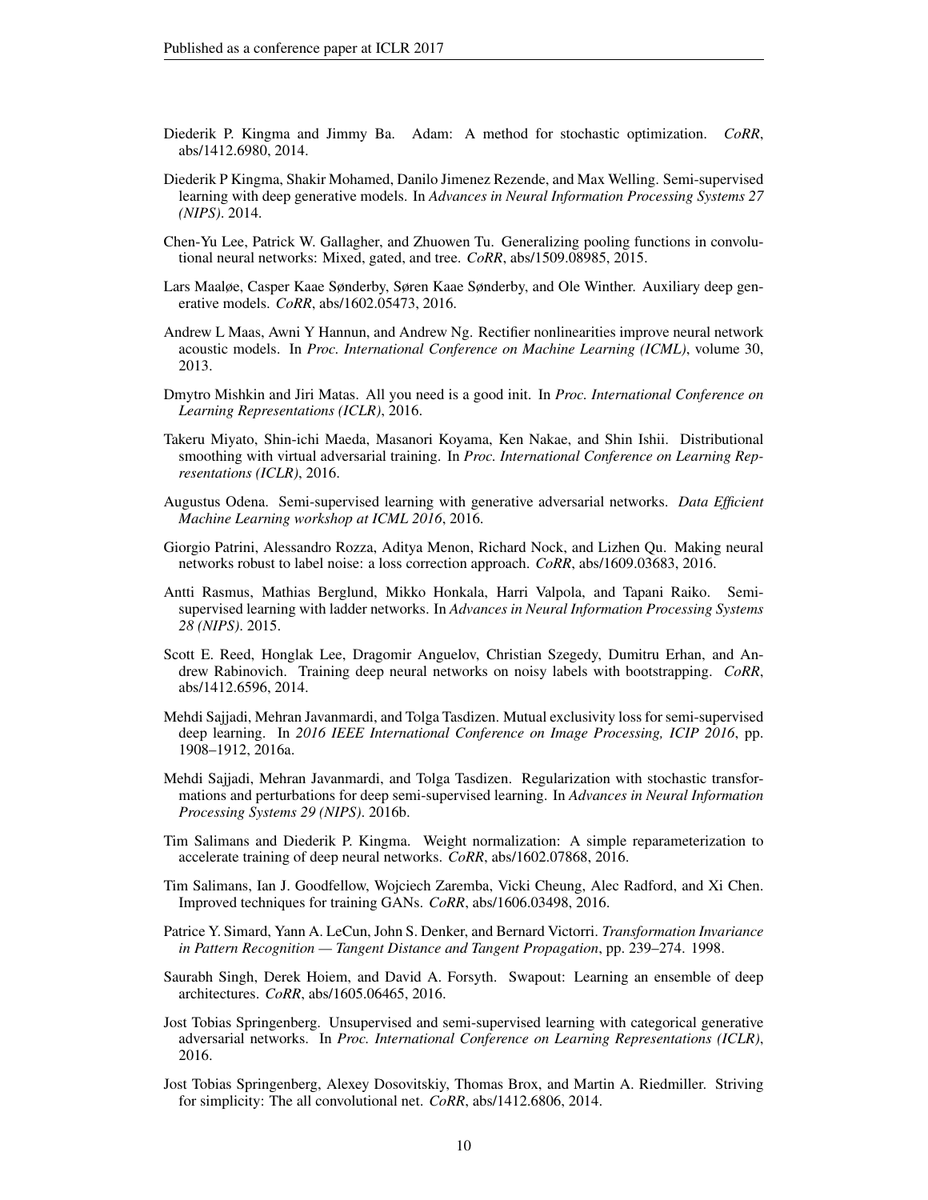Diederik P. Kingma and Jimmy Ba. Adam: A method for stochastic optimization. *CoRR*, abs/1412.6980, 2014.

Diederik P Kingma, Shakir Mohamed, Danilo Jimenez Rezende, and Max Welling. Semi-supervised learning with deep generative models. In *Advances in Neural Information Processing Systems 27 (NIPS)*. 2014.

Chen-Yu Lee, Patrick W. Gallagher, and Zhuowen Tu. Generalizing pooling functions in convolutional neural networks: Mixed, gated, and tree. *CoRR*, abs/1509.08985, 2015.

Lars Maaløe, Casper Kaae Sønderby, Søren Kaae Sønderby, and Ole Winther. Auxiliary deep generative models. *CoRR*, abs/1602.05473, 2016.

Andrew L Maas, Awni Y Hannun, and Andrew Ng. Rectifier nonlinearities improve neural network acoustic models. In *Proc. International Conference on Machine Learning (ICML)*, volume 30, 2013.

Dmytro Mishkin and Jiri Matas. All you need is a good init. In *Proc. International Conference on Learning Representations (ICLR)*, 2016.

Takeru Miyato, Shin-ichi Maeda, Masanori Koyama, Ken Nakae, and Shin Ishii. Distributional smoothing with virtual adversarial training. In *Proc. International Conference on Learning Representations (ICLR)*, 2016.

Augustus Odena. Semi-supervised learning with generative adversarial networks. *Data Efficient Machine Learning workshop at ICML 2016*, 2016.

Giorgio Patrini, Alessandro Rozza, Aditya Menon, Richard Nock, and Lizhen Qu. Making neural networks robust to label noise: a loss correction approach. *CoRR*, abs/1609.03683, 2016.

Antti Rasmus, Mathias Berglund, Mikko Honkala, Harri Valpola, and Tapani Raiko. Semi-supervised learning with ladder networks. In *Advances in Neural Information Processing Systems 28 (NIPS)*. 2015.

Scott E. Reed, Honglak Lee, Dragomir Anguelov, Christian Szegedy, Dumitru Erhan, and Andrew Rabinovich. Training deep neural networks on noisy labels with bootstrapping. *CoRR*, abs/1412.6596, 2014.

Mehdi Sajjadi, Mehran Javanmardi, and Tolga Tasdizen. Mutual exclusivity loss for semi-supervised deep learning. In *2016 IEEE International Conference on Image Processing, ICIP 2016*, pp. 1908–1912, 2016a.

Mehdi Sajjadi, Mehran Javanmardi, and Tolga Tasdizen. Regularization with stochastic transformations and perturbations for deep semi-supervised learning. In *Advances in Neural Information Processing Systems 29 (NIPS)*. 2016b.

Tim Salimans and Diederik P. Kingma. Weight normalization: A simple reparameterization to accelerate training of deep neural networks. *CoRR*, abs/1602.07868, 2016.

Tim Salimans, Ian J. Goodfellow, Wojciech Zaremba, Vicki Cheung, Alec Radford, and Xi Chen. Improved techniques for training GANs. *CoRR*, abs/1606.03498, 2016.

Patrice Y. Simard, Yann A. LeCun, John S. Denker, and Bernard Victorri. *Transformation Invariance in Pattern Recognition — Tangent Distance and Tangent Propagation*, pp. 239–274. 1998.

Saurabh Singh, Derek Hoiem, and David A. Forsyth. Swapout: Learning an ensemble of deep architectures. *CoRR*, abs/1605.06465, 2016.

Jost Tobias Springenberg. Unsupervised and semi-supervised learning with categorical generative adversarial networks. In *Proc. International Conference on Learning Representations (ICLR)*, 2016.

Jost Tobias Springenberg, Alexey Dosovitskiy, Thomas Brox, and Martin A. Riedmiller. Striving for simplicity: The all convolutional net. *CoRR*, abs/1412.6806, 2014.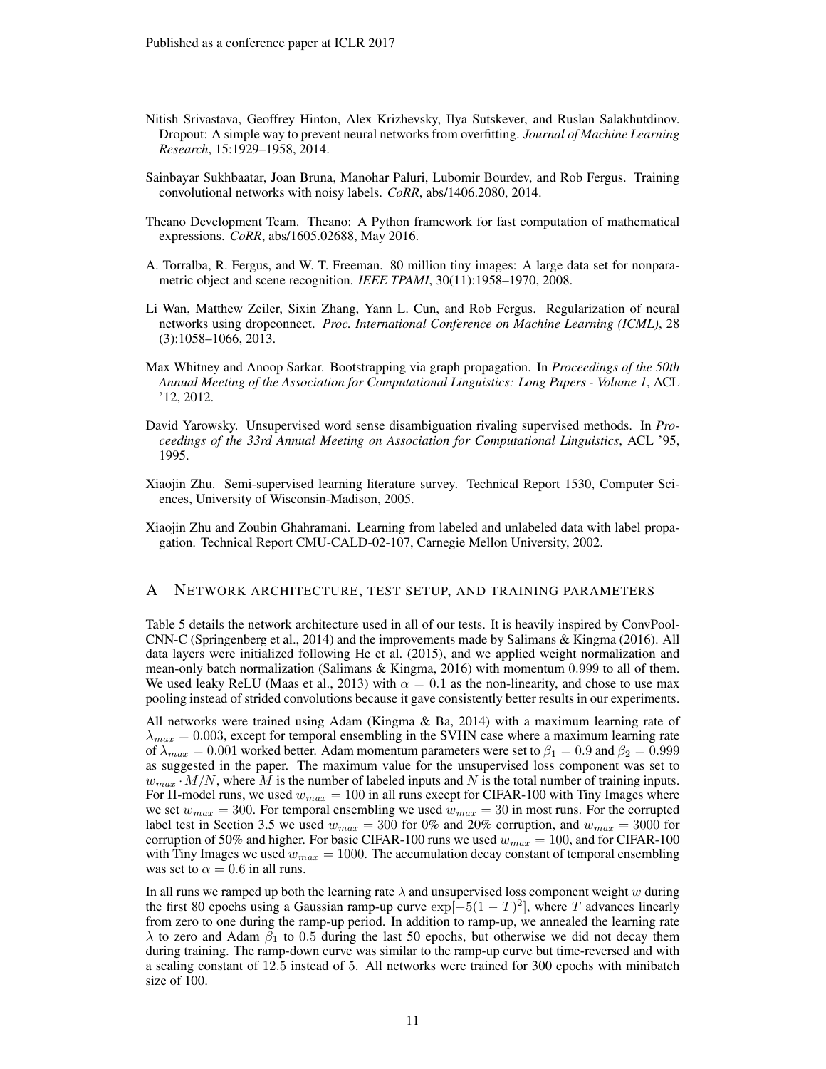Nitish Srivastava, Geoffrey Hinton, Alex Krizhevsky, Ilya Sutskever, and Ruslan Salakhutdinov. Dropout: A simple way to prevent neural networks from overfitting. *Journal of Machine Learning Research*, 15:1929–1958, 2014.

Sainbayar Sukhbaatar, Joan Bruna, Manohar Paluri, Lubomir Bourdev, and Rob Fergus. Training convolutional networks with noisy labels. *CoRR*, abs/1406.2080, 2014.

Theano Development Team. Theano: A Python framework for fast computation of mathematical expressions. *CoRR*, abs/1605.02688, May 2016.

A. Torralba, R. Fergus, and W. T. Freeman. 80 million tiny images: A large data set for nonparametric object and scene recognition. *IEEE TPAMI*, 30(11):1958–1970, 2008.

Li Wan, Matthew Zeiler, Sixin Zhang, Yann L. Cun, and Rob Fergus. Regularization of neural networks using dropconnect. *Proc. International Conference on Machine Learning (ICML)*, 28 (3):1058–1066, 2013.

Max Whitney and Anoop Sarkar. Bootstrapping via graph propagation. In *Proceedings of the 50th Annual Meeting of the Association for Computational Linguistics: Long Papers - Volume 1*, ACL '12, 2012.

David Yarowsky. Unsupervised word sense disambiguation rivaling supervised methods. In *Proceedings of the 33rd Annual Meeting on Association for Computational Linguistics*, ACL '95, 1995.

Xiaojin Zhu. Semi-supervised learning literature survey. Technical Report 1530, Computer Sciences, University of Wisconsin-Madison, 2005.

Xiaojin Zhu and Zoubin Ghahramani. Learning from labeled and unlabeled data with label propagation. Technical Report CMU-CALD-02-107, Carnegie Mellon University, 2002.

## A Network architecture, test setup, and training parameters

Table 5 details the network architecture used in all of our tests. It is heavily inspired by ConvPool-CNN-C (Springenberg et al., 2014) and the improvements made by Salimans & Kingma (2016). All data layers were initialized following He et al. (2015), and we applied weight normalization and mean-only batch normalization (Salimans & Kingma, 2016) with momentum 0.999 to all of them. We used leaky ReLU (Maas et al., 2013) with $\alpha = 0.1$ as the non-linearity, and chose to use max pooling instead of strided convolutions because it gave consistently better results in our experiments.

All networks were trained using Adam (Kingma & Ba, 2014) with a maximum learning rate of $\lambda_{max} = 0.003$, except for temporal ensembling in the SVHN case where a maximum learning rate of $\lambda_{max} = 0.001$ worked better. Adam momentum parameters were set to $\beta_1 = 0.9$ and $\beta_2 = 0.999$ as suggested in the paper. The maximum value for the unsupervised loss component was set to $w_{max} \cdot M/N$, where $M$ is the number of labeled inputs and $N$ is the total number of training inputs. For Π-model runs, we used $w_{max} = 100$ in all runs except for CIFAR-100 with Tiny Images where we set $w_{max} = 300$. For temporal ensembling we used $w_{max} = 30$ in most runs. For the corrupted label test in Section 3.5 we used $w_{max} = 300$ for 0% and 20% corruption, and $w_{max} = 3000$ for corruption of 50% and higher. For basic CIFAR-100 runs we used $w_{max} = 100$, and for CIFAR-100 with Tiny Images we used $w_{max} = 1000$. The accumulation decay constant of temporal ensembling was set to $\alpha = 0.6$ in all runs.

In all runs we ramped up both the learning rate $\lambda$ and unsupervised loss component weight $w$ during the first 80 epochs using a Gaussian ramp-up curve $\exp[-5(1 - T)^2]$, where $T$ advances linearly from zero to one during the ramp-up period. In addition to ramp-up, we annealed the learning rate $\lambda$ to zero and Adam $\beta_1$ to 0.5 during the last 50 epochs, but otherwise we did not decay them during training. The ramp-down curve was similar to the ramp-up curve but time-reversed and with a scaling constant of 12.5 instead of 5. All networks were trained for 300 epochs with minibatch size of 100.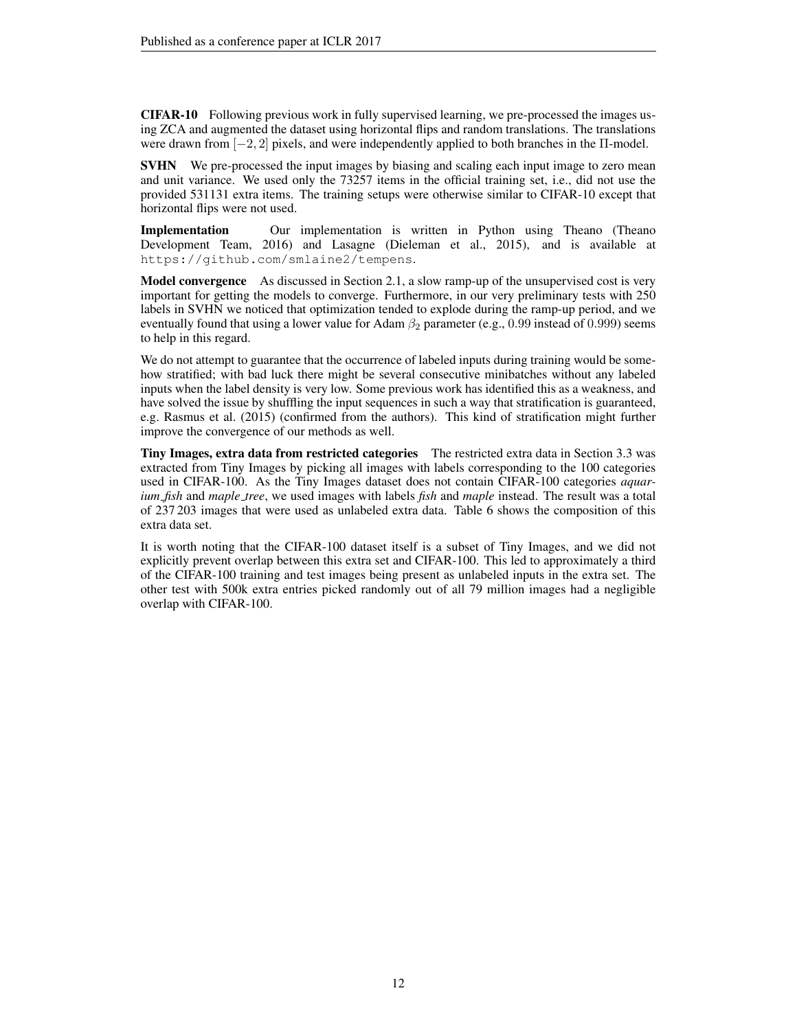**CIFAR-10** Following previous work in fully supervised learning, we pre-processed the images using ZCA and augmented the dataset using horizontal flips and random translations. The translations were drawn from $[-2, 2]$ pixels, and were independently applied to both branches in the $\Pi$-model.

**SVHN** We pre-processed the input images by biasing and scaling each input image to zero mean and unit variance. We used only the 73257 items in the official training set, i.e., did not use the provided 531131 extra items. The training setups were otherwise similar to CIFAR-10 except that horizontal flips were not used.

**Implementation** Our implementation is written in Python using Theano (Theano Development Team, 2016) and Lasagne (Dieleman et al., 2015), and is available at `https://github.com/smlaine2/tempens`.

**Model convergence** As discussed in Section 2.1, a slow ramp-up of the unsupervised cost is very important for getting the models to converge. Furthermore, in our very preliminary tests with 250 labels in SVHN we noticed that optimization tended to explode during the ramp-up period, and we eventually found that using a lower value for Adam $\beta_2$ parameter (e.g., $0.99$ instead of $0.999$) seems to help in this regard.

We do not attempt to guarantee that the occurrence of labeled inputs during training would be somehow stratified; with bad luck there might be several consecutive minibatches without any labeled inputs when the label density is very low. Some previous work has identified this as a weakness, and have solved the issue by shuffling the input sequences in such a way that stratification is guaranteed, e.g. Rasmus et al. (2015) (confirmed from the authors). This kind of stratification might further improve the convergence of our methods as well.

**Tiny Images, extra data from restricted categories** The restricted extra data in Section 3.3 was extracted from Tiny Images by picking all images with labels corresponding to the 100 categories used in CIFAR-100. As the Tiny Images dataset does not contain CIFAR-100 categories *aquarium_fish* and *maple_tree*, we used images with labels *fish* and *maple* instead. The result was a total of 237 203 images that were used as unlabeled extra data. Table 6 shows the composition of this extra data set.

It is worth noting that the CIFAR-100 dataset itself is a subset of Tiny Images, and we did not explicitly prevent overlap between this extra set and CIFAR-100. This led to approximately a third of the CIFAR-100 training and test images being present as unlabeled inputs in the extra set. The other test with 500k extra entries picked randomly out of all 79 million images had a negligible overlap with CIFAR-100.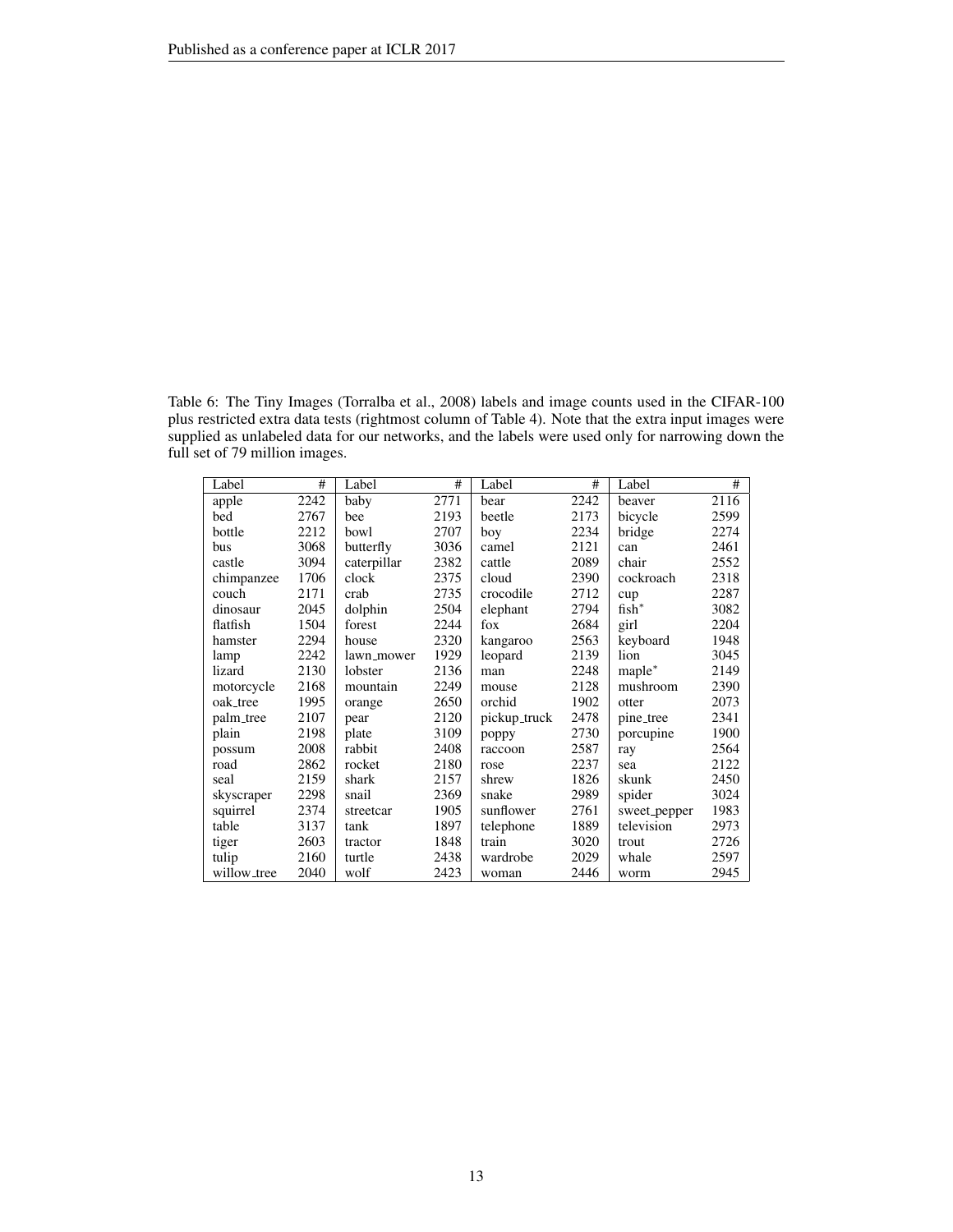Table 6: The Tiny Images (Torralba et al., 2008) labels and image counts used in the CIFAR-100 plus restricted extra data tests (rightmost column of Table 4). Note that the extra input images were supplied as unlabeled data for our networks, and the labels were used only for narrowing down the full set of 79 million images.

| Label | # | Label | # | Label | # | Label | # |
|---|---|---|---|---|---|---|---|
| apple | 2242 | baby | 2771 | bear | 2242 | beaver | 2116 |
| bed | 2767 | bee | 2193 | beetle | 2173 | bicycle | 2599 |
| bottle | 2212 | bowl | 2707 | boy | 2234 | bridge | 2274 |
| bus | 3068 | butterfly | 3036 | camel | 2121 | can | 2461 |
| castle | 3094 | caterpillar | 2382 | cattle | 2089 | chair | 2552 |
| chimpanzee | 1706 | clock | 2375 | cloud | 2390 | cockroach | 2318 |
| couch | 2171 | crab | 2735 | crocodile | 2712 | cup | 2287 |
| dinosaur | 2045 | dolphin | 2504 | elephant | 2794 | fish* | 3082 |
| flatfish | 1504 | forest | 2244 | fox | 2684 | girl | 2204 |
| hamster | 2294 | house | 2320 | kangaroo | 2563 | keyboard | 1948 |
| lamp | 2242 | lawn_mower | 1929 | leopard | 2139 | lion | 3045 |
| lizard | 2130 | lobster | 2136 | man | 2248 | maple* | 2149 |
| motorcycle | 2168 | mountain | 2249 | mouse | 2128 | mushroom | 2390 |
| oak_tree | 1995 | orange | 2650 | orchid | 1902 | otter | 2073 |
| palm_tree | 2107 | pear | 2120 | pickup_truck | 2478 | pine_tree | 2341 |
| plain | 2198 | plate | 3109 | poppy | 2730 | porcupine | 1900 |
| possum | 2008 | rabbit | 2408 | raccoon | 2587 | ray | 2564 |
| road | 2862 | rocket | 2180 | rose | 2237 | sea | 2122 |
| seal | 2159 | shark | 2157 | shrew | 1826 | skunk | 2450 |
| skyscraper | 2298 | snail | 2369 | snake | 2989 | spider | 3024 |
| squirrel | 2374 | streetcar | 1905 | sunflower | 2761 | sweet_pepper | 1983 |
| table | 3137 | tank | 1897 | telephone | 1889 | television | 2973 |
| tiger | 2603 | tractor | 1848 | train | 3020 | trout | 2726 |
| tulip | 2160 | turtle | 2438 | wardrobe | 2029 | whale | 2597 |
| willow_tree | 2040 | wolf | 2423 | woman | 2446 | worm | 2945 |